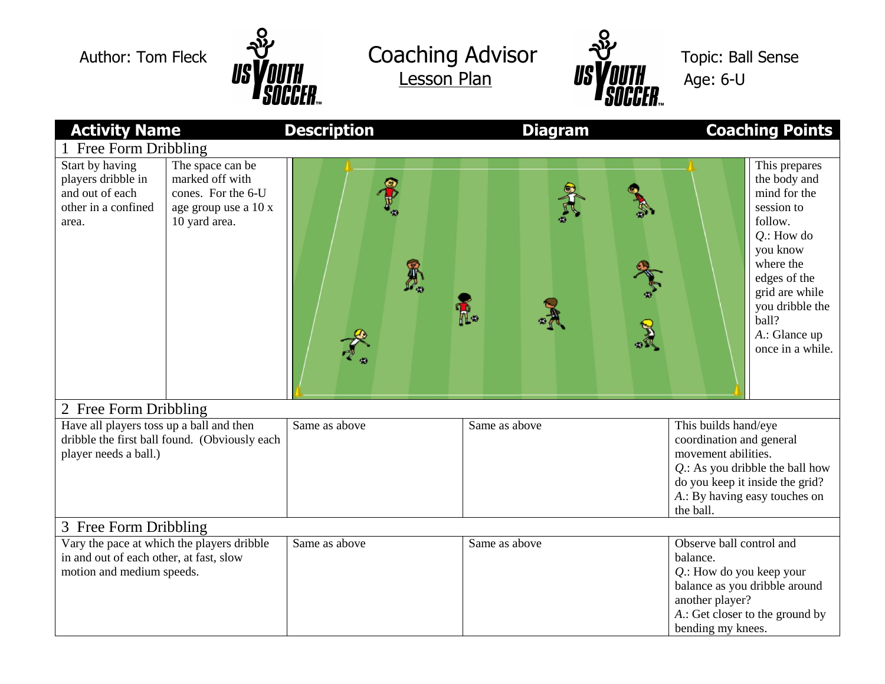Author: Tom Fleck

# Coaching Advisor

Lesson Plan

Topic: Ball Sense

Age: 6-U

| Activity Name | Description | Diagram | Coaching Points |
|---|---|---|---|
| **1 Free Form Dribbling** | | | |
| Start by having players dribble in and out of each other in a confined area. | The space can be marked off with cones. For the 6-U age group use a 10 x 10 yard area. | | This prepares the body and mind for the session to follow. *Q.*: How do you know where the edges of the grid are while you dribble the ball? *A.*: Glance up once in a while. |
| **2 Free Form Dribbling** | | | |
| Have all players toss up a ball and then dribble the first ball found. (Obviously each player needs a ball.) | Same as above | Same as above | This builds hand/eye coordination and general movement abilities. *Q.*: As you dribble the ball how do you keep it inside the grid? *A.*: By having easy touches on the ball. |
| **3 Free Form Dribbling** | | | |
| Vary the pace at which the players dribble in and out of each other, at fast, slow motion and medium speeds. | Same as above | Same as above | Observe ball control and balance. *Q.*: How do you keep your balance as you dribble around another player? *A.*: Get closer to the ground by bending my knees. |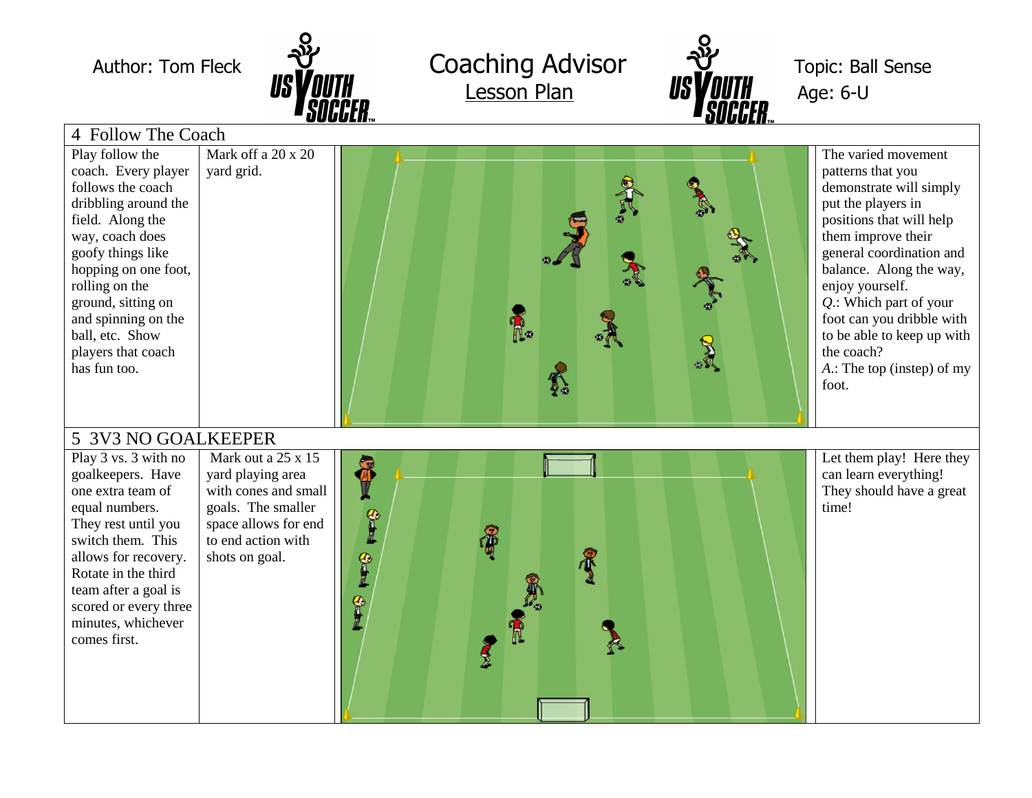Author: Tom Fleck

# Coaching Advisor

Lesson Plan

Topic: Ball Sense

Age: 6-U

## 4 Follow The Coach

| | | | |
|---|---|---|---|
| Play follow the coach. Every player follows the coach dribbling around the field. Along the way, coach does goofy things like hopping on one foot, rolling on the ground, sitting on and spinning on the ball, etc. Show players that coach has fun too. | Mark off a 20 x 20 yard grid. | | The varied movement patterns that you demonstrate will simply put the players in positions that will help them improve their general coordination and balance. Along the way, enjoy yourself. *Q.*: Which part of your foot can you dribble with to be able to keep up with the coach? *A.*: The top (instep) of my foot. |

## 5 3V3 NO GOALKEEPER

| | | | |
|---|---|---|---|
| Play 3 vs. 3 with no goalkeepers. Have one extra team of equal numbers. They rest until you switch them. This allows for recovery. Rotate in the third team after a goal is scored or every three minutes, whichever comes first. | Mark out a 25 x 15 yard playing area with cones and small goals. The smaller space allows for end to end action with shots on goal. | | Let them play! Here they can learn everything! They should have a great time! |